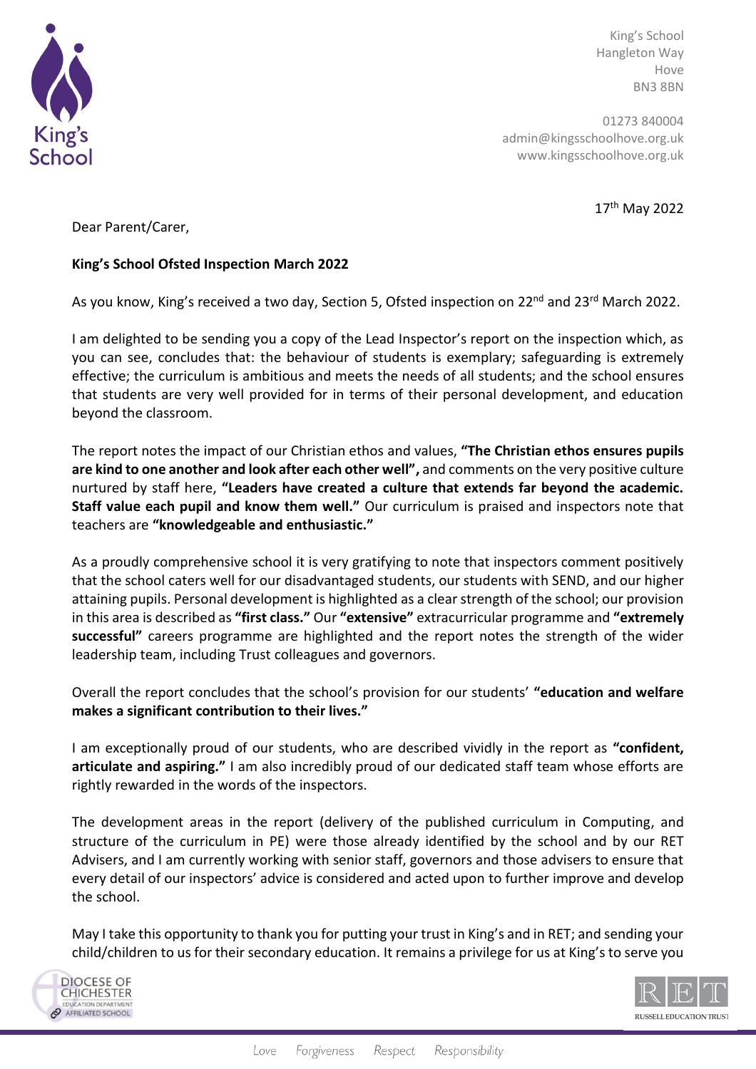King's School
Hangleton Way
Hove
BN3 8BN

01273 840004
admin@kingsschoolhove.org.uk
www.kingsschoolhove.org.uk

17th May 2022

Dear Parent/Carer,

**King's School Ofsted Inspection March 2022**

As you know, King's received a two day, Section 5, Ofsted inspection on 22nd and 23rd March 2022.

I am delighted to be sending you a copy of the Lead Inspector's report on the inspection which, as you can see, concludes that: the behaviour of students is exemplary; safeguarding is extremely effective; the curriculum is ambitious and meets the needs of all students; and the school ensures that students are very well provided for in terms of their personal development, and education beyond the classroom.

The report notes the impact of our Christian ethos and values, **"The Christian ethos ensures pupils are kind to one another and look after each other well",** and comments on the very positive culture nurtured by staff here, **"Leaders have created a culture that extends far beyond the academic. Staff value each pupil and know them well."** Our curriculum is praised and inspectors note that teachers are **"knowledgeable and enthusiastic."**

As a proudly comprehensive school it is very gratifying to note that inspectors comment positively that the school caters well for our disadvantaged students, our students with SEND, and our higher attaining pupils. Personal development is highlighted as a clear strength of the school; our provision in this area is described as **"first class."** Our **"extensive"** extracurricular programme and **"extremely successful"** careers programme are highlighted and the report notes the strength of the wider leadership team, including Trust colleagues and governors.

Overall the report concludes that the school's provision for our students' **"education and welfare makes a significant contribution to their lives."**

I am exceptionally proud of our students, who are described vividly in the report as **"confident, articulate and aspiring."** I am also incredibly proud of our dedicated staff team whose efforts are rightly rewarded in the words of the inspectors.

The development areas in the report (delivery of the published curriculum in Computing, and structure of the curriculum in PE) were those already identified by the school and by our RET Advisers, and I am currently working with senior staff, governors and those advisers to ensure that every detail of our inspectors' advice is considered and acted upon to further improve and develop the school.

May I take this opportunity to thank you for putting your trust in King's and in RET; and sending your child/children to us for their secondary education. It remains a privilege for us at King's to serve you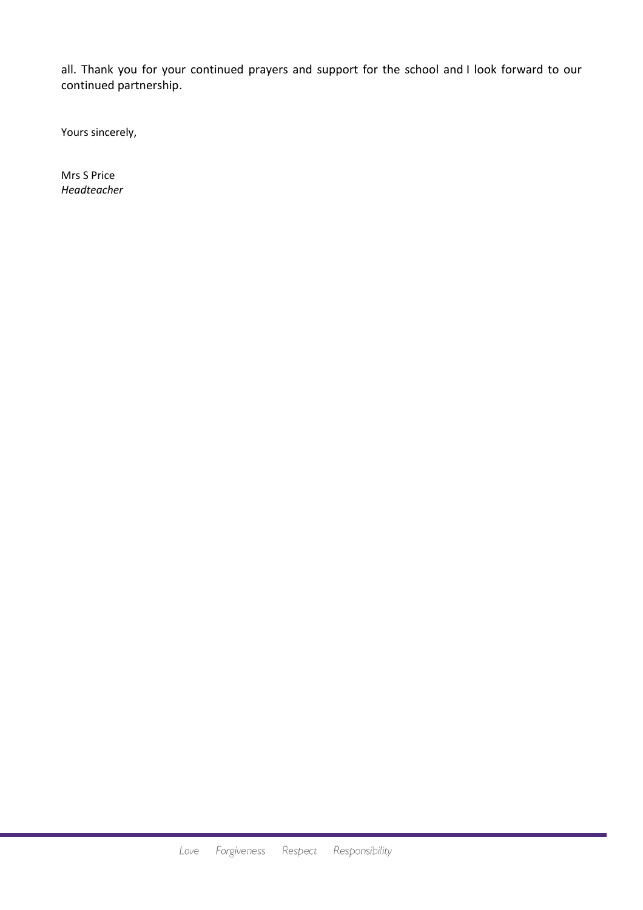all. Thank you for your continued prayers and support for the school and I look forward to our continued partnership.

Yours sincerely,

Mrs S Price
*Headteacher*